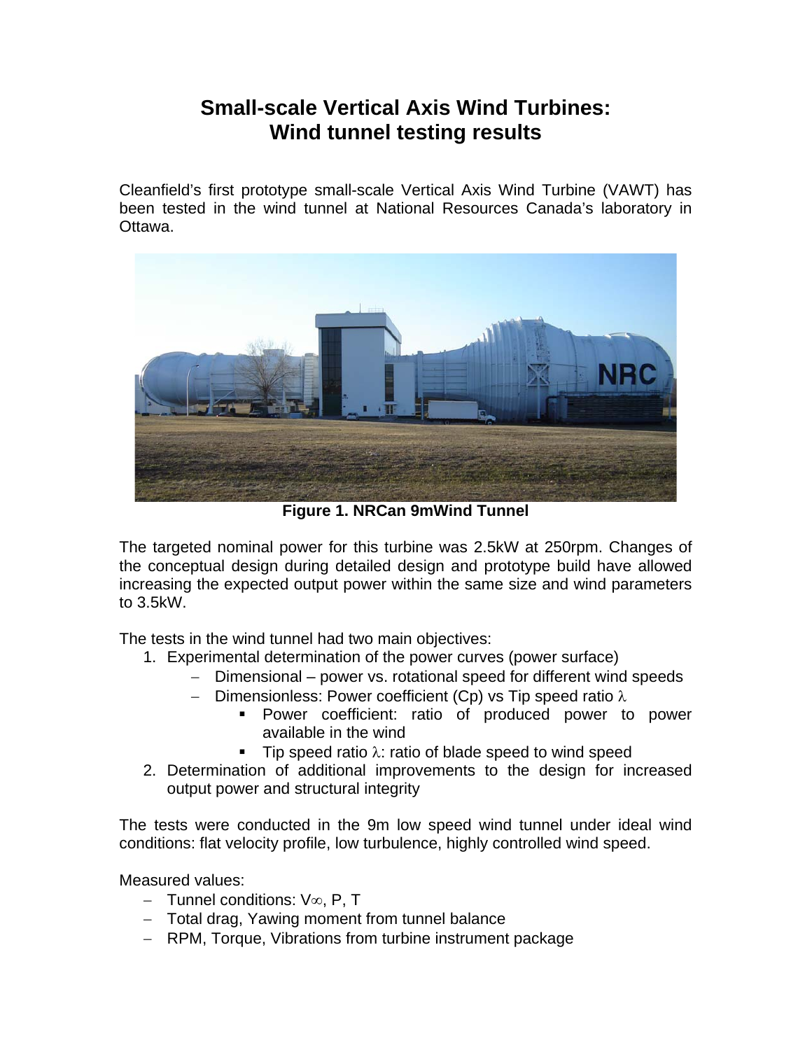# Small-scale Vertical Axis Wind Turbines: Wind tunnel testing results

Cleanfield's first prototype small-scale Vertical Axis Wind Turbine (VAWT) has been tested in the wind tunnel at National Resources Canada's laboratory in Ottawa.

**Figure 1. NRCan 9mWind Tunnel**

The targeted nominal power for this turbine was 2.5kW at 250rpm. Changes of the conceptual design during detailed design and prototype build have allowed increasing the expected output power within the same size and wind parameters to 3.5kW.

The tests in the wind tunnel had two main objectives:

1. Experimental determination of the power curves (power surface)
   - Dimensional – power vs. rotational speed for different wind speeds
   - Dimensionless: Power coefficient (Cp) vs Tip speed ratio $\lambda$
     - Power coefficient: ratio of produced power to power available in the wind
     - Tip speed ratio $\lambda$: ratio of blade speed to wind speed
2. Determination of additional improvements to the design for increased output power and structural integrity

The tests were conducted in the 9m low speed wind tunnel under ideal wind conditions: flat velocity profile, low turbulence, highly controlled wind speed.

Measured values:

- Tunnel conditions: $V_\infty$, P, T
- Total drag, Yawing moment from tunnel balance
- RPM, Torque, Vibrations from turbine instrument package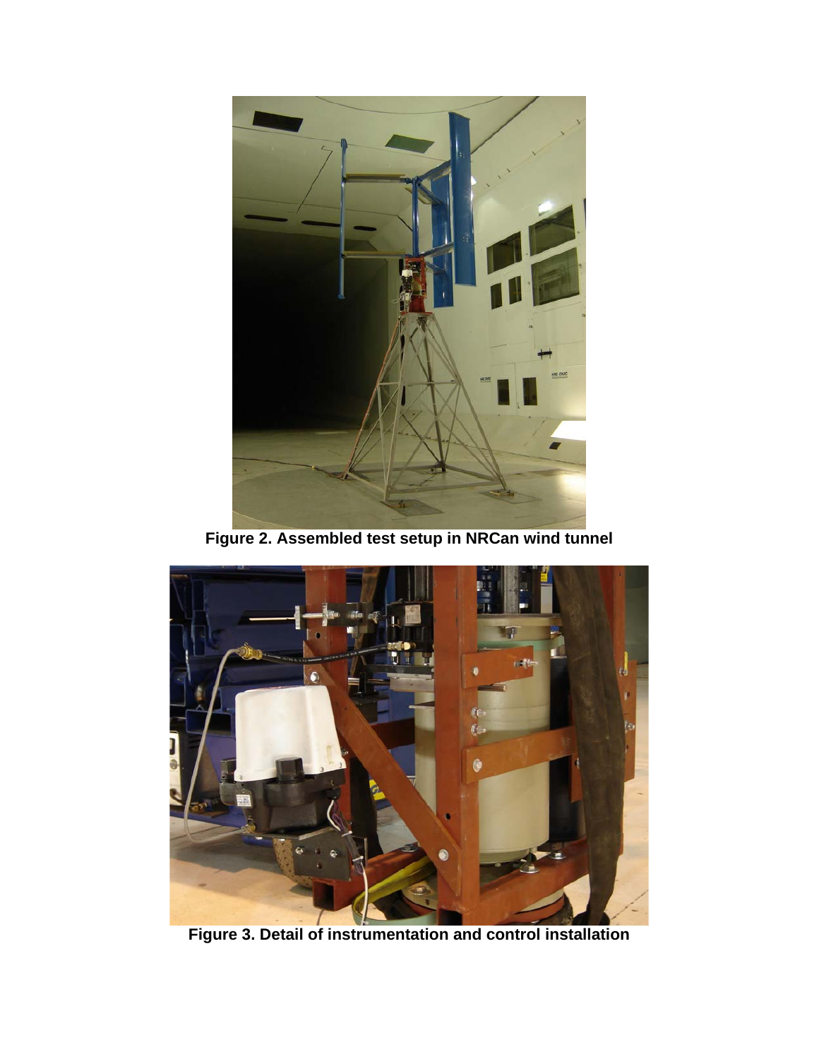Figure 2. Assembled test setup in NRCan wind tunnel

Figure 3. Detail of instrumentation and control installation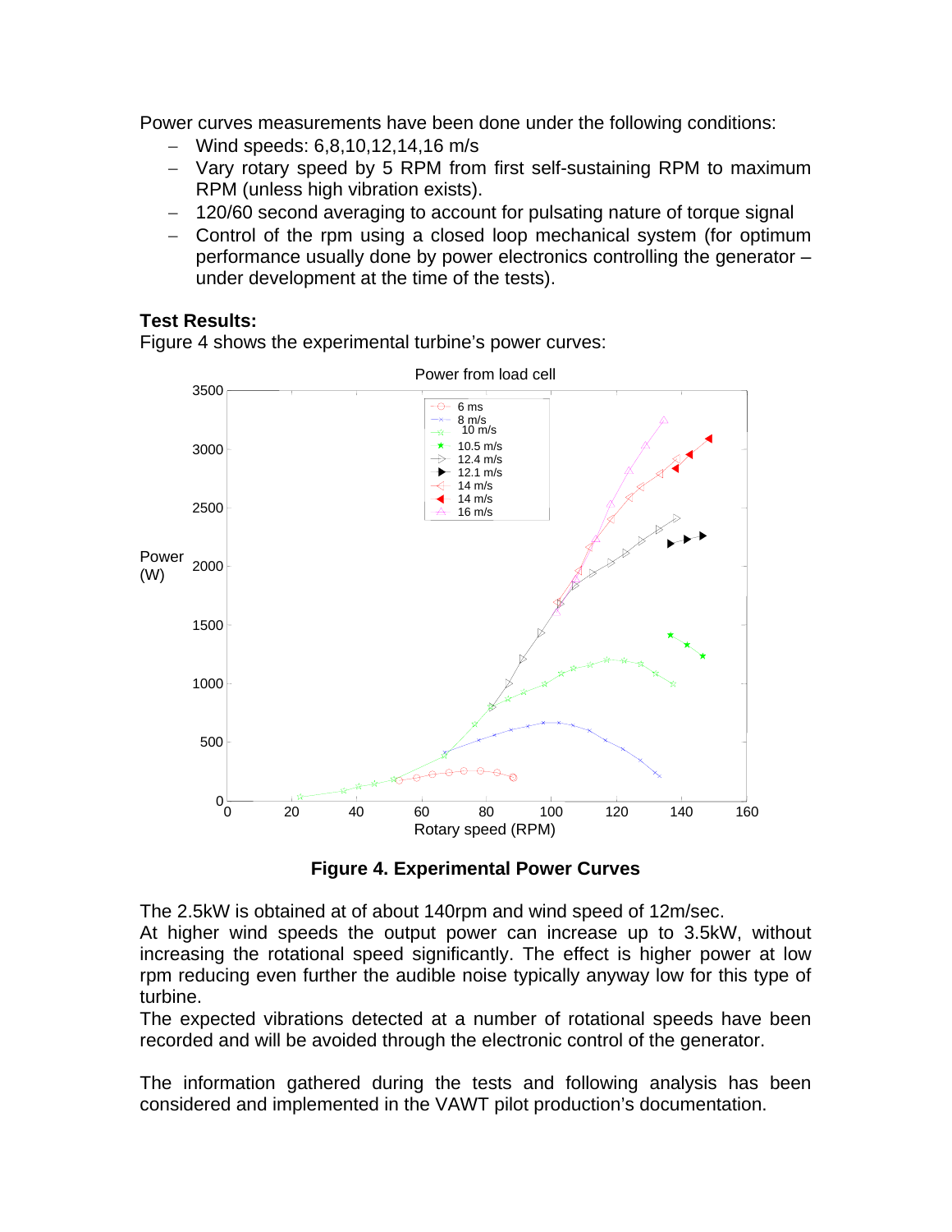Power curves measurements have been done under the following conditions:

- Wind speeds: 6,8,10,12,14,16 m/s
- Vary rotary speed by 5 RPM from first self-sustaining RPM to maximum RPM (unless high vibration exists).
- 120/60 second averaging to account for pulsating nature of torque signal
- Control of the rpm using a closed loop mechanical system (for optimum performance usually done by power electronics controlling the generator – under development at the time of the tests).

**Test Results:**

Figure 4 shows the experimental turbine's power curves:

Power from load cell

Power (W)

3500
3000
2500
2000
1500
1000
500
0

0 20 40 60 80 100 120 140 160

Rotary speed (RPM)

6 ms
8 m/s
10 m/s
10.5 m/s
12.4 m/s
12.1 m/s
14 m/s
14 m/s
16 m/s

**Figure 4. Experimental Power Curves**

The 2.5kW is obtained at of about 140rpm and wind speed of 12m/sec.
At higher wind speeds the output power can increase up to 3.5kW, without increasing the rotational speed significantly. The effect is higher power at low rpm reducing even further the audible noise typically anyway low for this type of turbine.
The expected vibrations detected at a number of rotational speeds have been recorded and will be avoided through the electronic control of the generator.

The information gathered during the tests and following analysis has been considered and implemented in the VAWT pilot production's documentation.